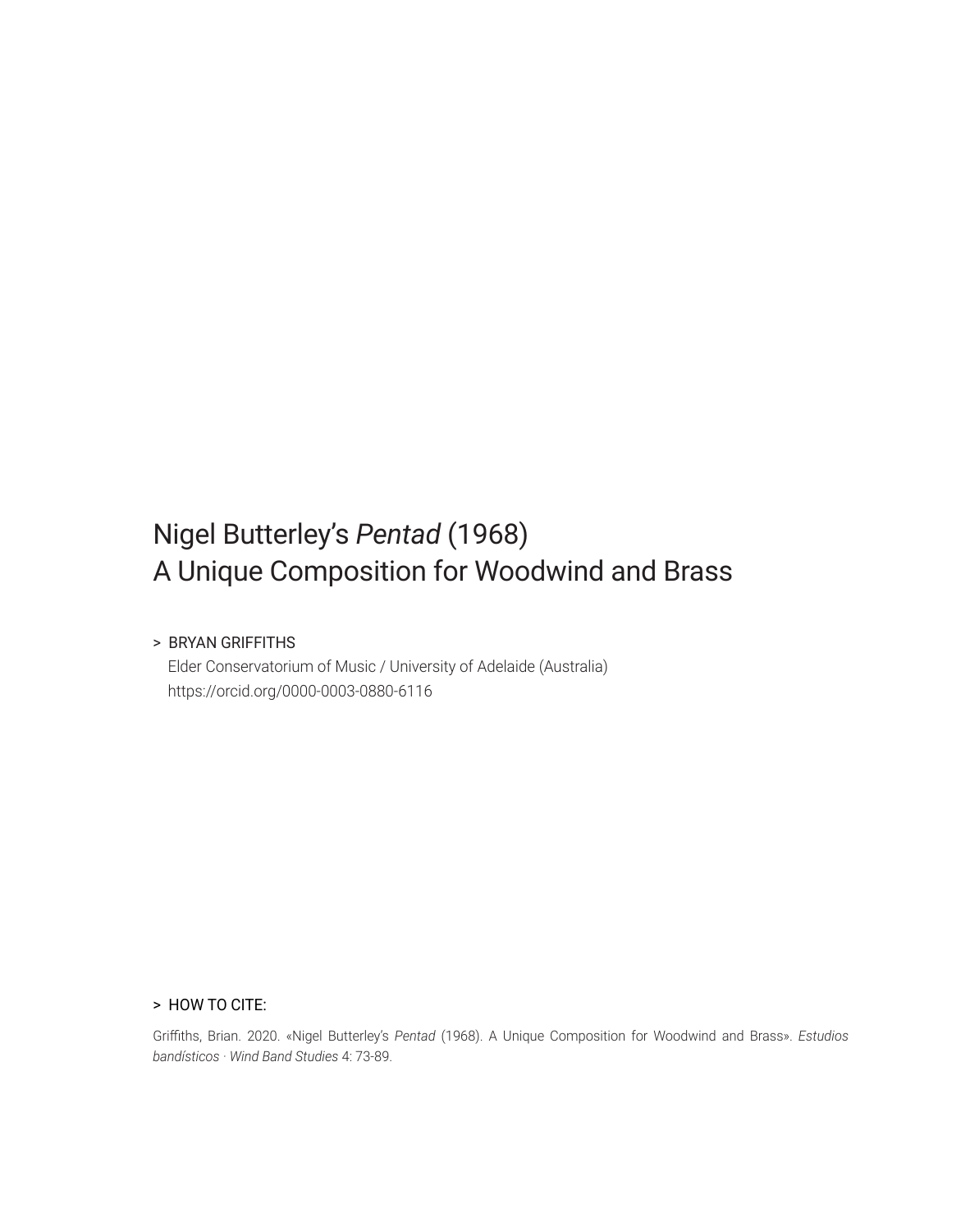# Nigel Butterley's *Pentad* (1968)
# A Unique Composition for Woodwind and Brass

> BRYAN GRIFFITHS
Elder Conservatorium of Music / University of Adelaide (Australia)
https://orcid.org/0000-0003-0880-6116

> HOW TO CITE:

Griffiths, Brian. 2020. «Nigel Butterley's *Pentad* (1968). A Unique Composition for Woodwind and Brass». *Estudios bandísticos · Wind Band Studies* 4: 73-89.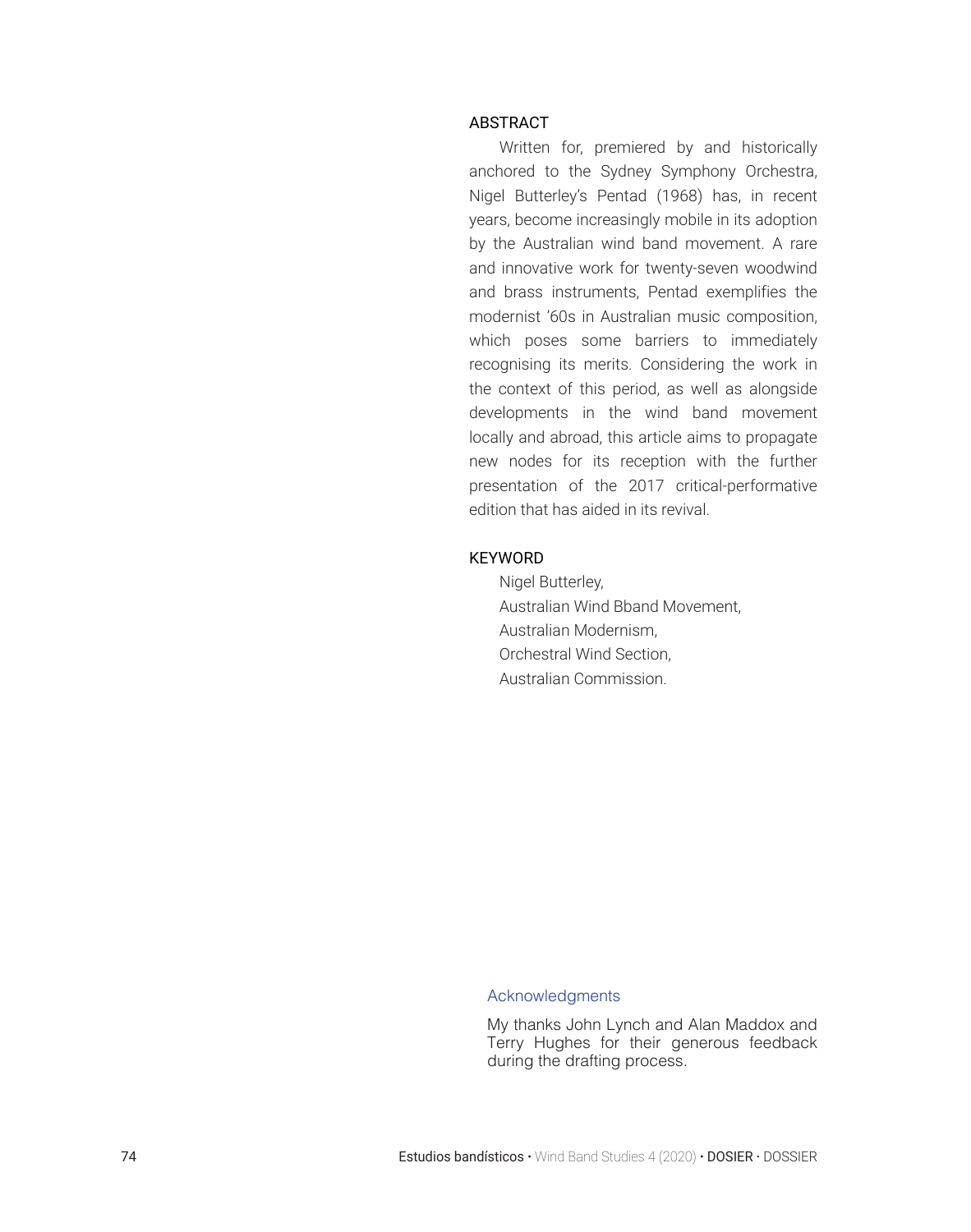## ABSTRACT

Written for, premiered by and historically anchored to the Sydney Symphony Orchestra, Nigel Butterley's Pentad (1968) has, in recent years, become increasingly mobile in its adoption by the Australian wind band movement. A rare and innovative work for twenty-seven woodwind and brass instruments, Pentad exemplifies the modernist '60s in Australian music composition, which poses some barriers to immediately recognising its merits. Considering the work in the context of this period, as well as alongside developments in the wind band movement locally and abroad, this article aims to propagate new nodes for its reception with the further presentation of the 2017 critical-performative edition that has aided in its revival.

## KEYWORD

Nigel Butterley,
Australian Wind Bband Movement,
Australian Modernism,
Orchestral Wind Section,
Australian Commission.

### Acknowledgments

My thanks John Lynch and Alan Maddox and Terry Hughes for their generous feedback during the drafting process.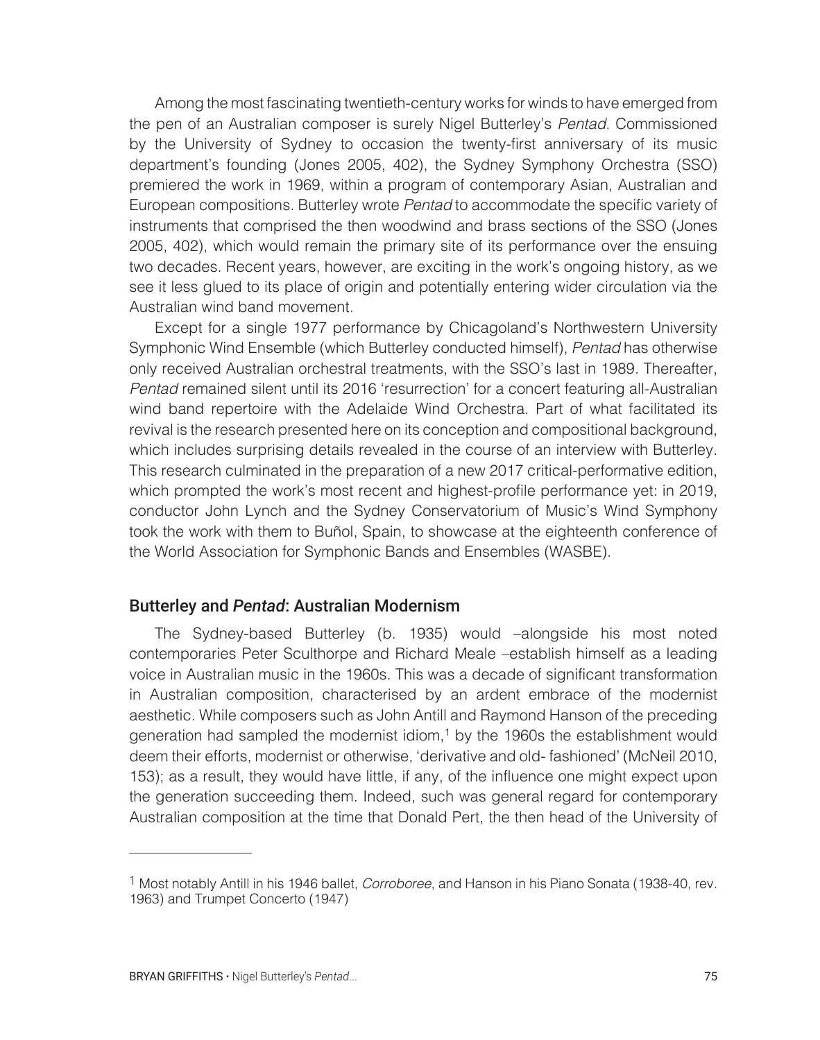Among the most fascinating twentieth-century works for winds to have emerged from the pen of an Australian composer is surely Nigel Butterley's *Pentad*. Commissioned by the University of Sydney to occasion the twenty-first anniversary of its music department's founding (Jones 2005, 402), the Sydney Symphony Orchestra (SSO) premiered the work in 1969, within a program of contemporary Asian, Australian and European compositions. Butterley wrote *Pentad* to accommodate the specific variety of instruments that comprised the then woodwind and brass sections of the SSO (Jones 2005, 402), which would remain the primary site of its performance over the ensuing two decades. Recent years, however, are exciting in the work's ongoing history, as we see it less glued to its place of origin and potentially entering wider circulation via the Australian wind band movement.

Except for a single 1977 performance by Chicagoland's Northwestern University Symphonic Wind Ensemble (which Butterley conducted himself), *Pentad* has otherwise only received Australian orchestral treatments, with the SSO's last in 1989. Thereafter, *Pentad* remained silent until its 2016 'resurrection' for a concert featuring all-Australian wind band repertoire with the Adelaide Wind Orchestra. Part of what facilitated its revival is the research presented here on its conception and compositional background, which includes surprising details revealed in the course of an interview with Butterley. This research culminated in the preparation of a new 2017 critical-performative edition, which prompted the work's most recent and highest-profile performance yet: in 2019, conductor John Lynch and the Sydney Conservatorium of Music's Wind Symphony took the work with them to Buñol, Spain, to showcase at the eighteenth conference of the World Association for Symphonic Bands and Ensembles (WASBE).

## Butterley and *Pentad*: Australian Modernism

The Sydney-based Butterley (b. 1935) would –alongside his most noted contemporaries Peter Sculthorpe and Richard Meale –establish himself as a leading voice in Australian music in the 1960s. This was a decade of significant transformation in Australian composition, characterised by an ardent embrace of the modernist aesthetic. While composers such as John Antill and Raymond Hanson of the preceding generation had sampled the modernist idiom,[1] by the 1960s the establishment would deem their efforts, modernist or otherwise, 'derivative and old- fashioned' (McNeil 2010, 153); as a result, they would have little, if any, of the influence one might expect upon the generation succeeding them. Indeed, such was general regard for contemporary Australian composition at the time that Donald Pert, the then head of the University of

[1] Most notably Antill in his 1946 ballet, *Corroboree*, and Hanson in his Piano Sonata (1938-40, rev. 1963) and Trumpet Concerto (1947)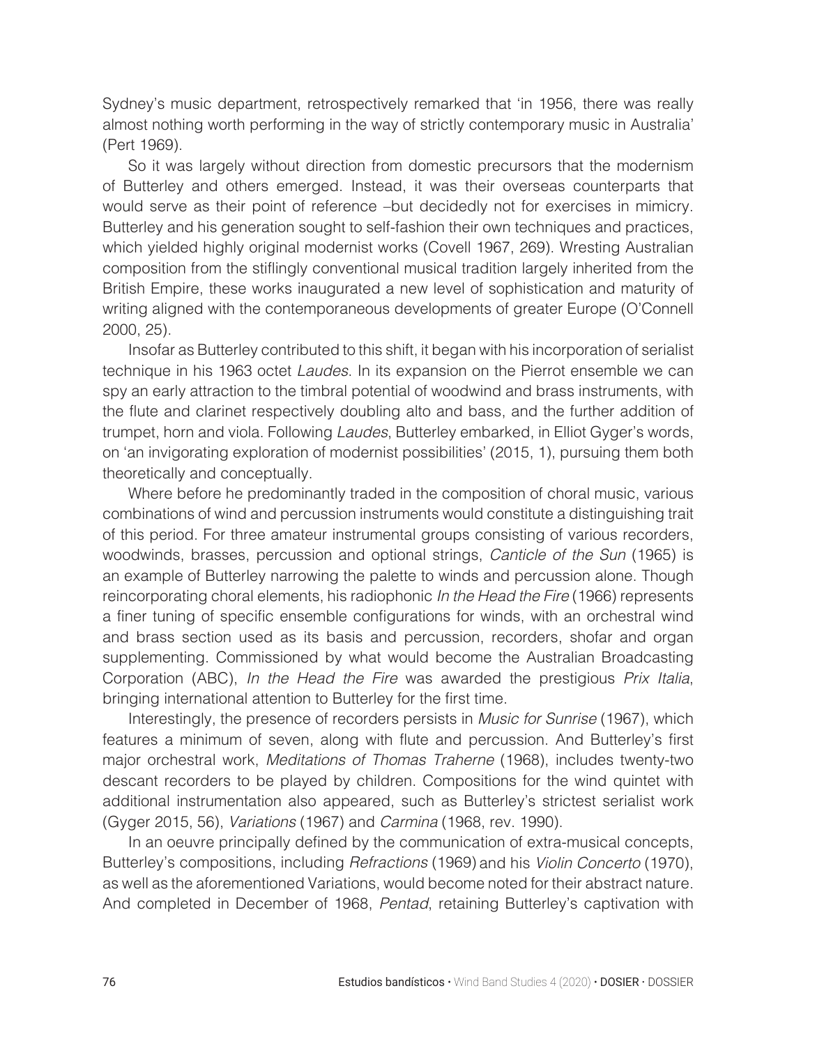Sydney's music department, retrospectively remarked that 'in 1956, there was really almost nothing worth performing in the way of strictly contemporary music in Australia' (Pert 1969).

So it was largely without direction from domestic precursors that the modernism of Butterley and others emerged. Instead, it was their overseas counterparts that would serve as their point of reference –but decidedly not for exercises in mimicry. Butterley and his generation sought to self-fashion their own techniques and practices, which yielded highly original modernist works (Covell 1967, 269). Wresting Australian composition from the stiflingly conventional musical tradition largely inherited from the British Empire, these works inaugurated a new level of sophistication and maturity of writing aligned with the contemporaneous developments of greater Europe (O'Connell 2000, 25).

Insofar as Butterley contributed to this shift, it began with his incorporation of serialist technique in his 1963 octet *Laudes*. In its expansion on the Pierrot ensemble we can spy an early attraction to the timbral potential of woodwind and brass instruments, with the flute and clarinet respectively doubling alto and bass, and the further addition of trumpet, horn and viola. Following *Laudes*, Butterley embarked, in Elliot Gyger's words, on 'an invigorating exploration of modernist possibilities' (2015, 1), pursuing them both theoretically and conceptually.

Where before he predominantly traded in the composition of choral music, various combinations of wind and percussion instruments would constitute a distinguishing trait of this period. For three amateur instrumental groups consisting of various recorders, woodwinds, brasses, percussion and optional strings, *Canticle of the Sun* (1965) is an example of Butterley narrowing the palette to winds and percussion alone. Though reincorporating choral elements, his radiophonic *In the Head the Fire* (1966) represents a finer tuning of specific ensemble configurations for winds, with an orchestral wind and brass section used as its basis and percussion, recorders, shofar and organ supplementing. Commissioned by what would become the Australian Broadcasting Corporation (ABC), *In the Head the Fire* was awarded the prestigious *Prix Italia*, bringing international attention to Butterley for the first time.

Interestingly, the presence of recorders persists in *Music for Sunrise* (1967), which features a minimum of seven, along with flute and percussion. And Butterley's first major orchestral work, *Meditations of Thomas Traherne* (1968), includes twenty-two descant recorders to be played by children. Compositions for the wind quintet with additional instrumentation also appeared, such as Butterley's strictest serialist work (Gyger 2015, 56), *Variations* (1967) and *Carmina* (1968, rev. 1990).

In an oeuvre principally defined by the communication of extra-musical concepts, Butterley's compositions, including *Refractions* (1969) and his *Violin Concerto* (1970), as well as the aforementioned Variations, would become noted for their abstract nature. And completed in December of 1968, *Pentad*, retaining Butterley's captivation with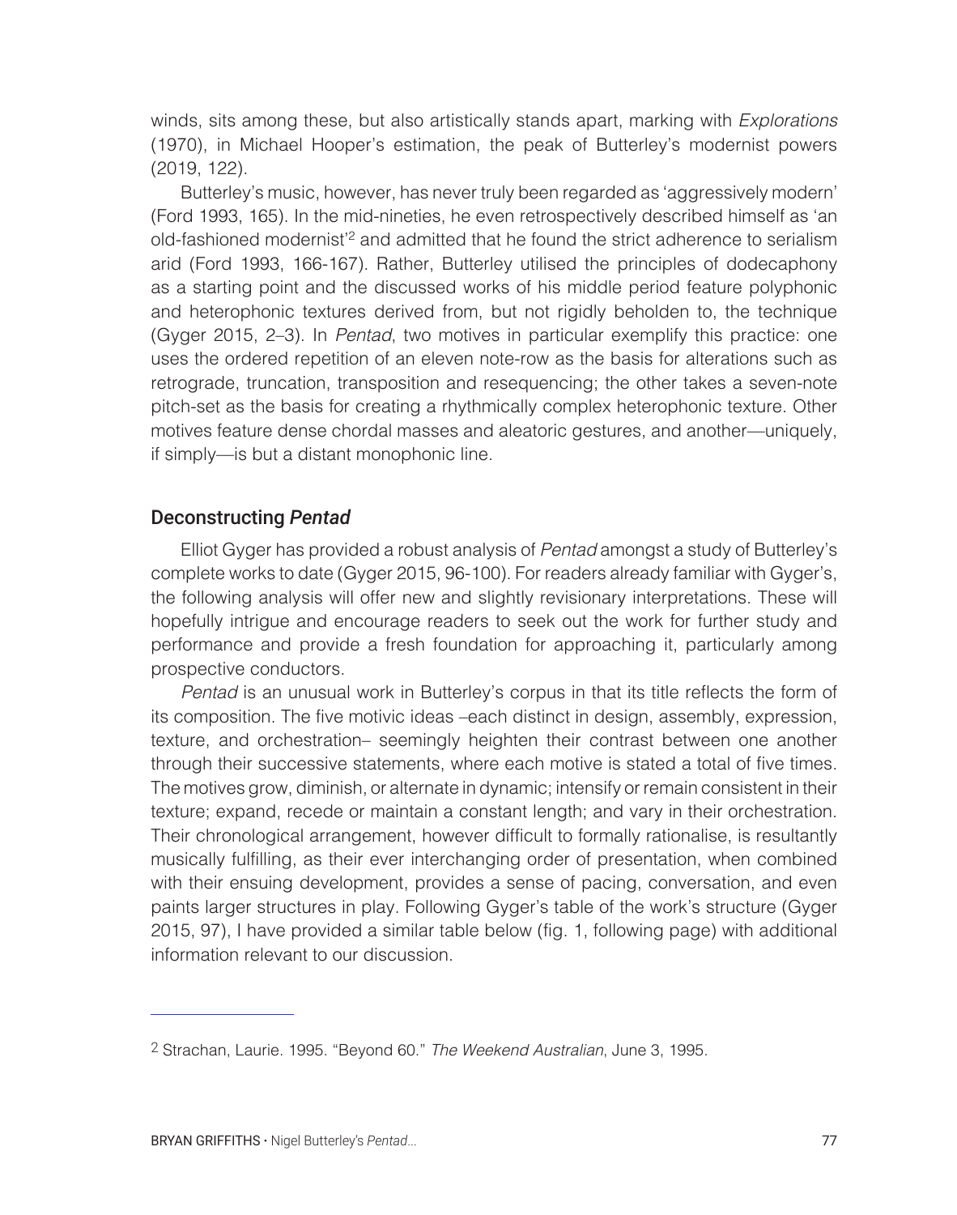winds, sits among these, but also artistically stands apart, marking with *Explorations* (1970), in Michael Hooper's estimation, the peak of Butterley's modernist powers (2019, 122).

Butterley's music, however, has never truly been regarded as 'aggressively modern' (Ford 1993, 165). In the mid-nineties, he even retrospectively described himself as 'an old-fashioned modernist'[2] and admitted that he found the strict adherence to serialism arid (Ford 1993, 166-167). Rather, Butterley utilised the principles of dodecaphony as a starting point and the discussed works of his middle period feature polyphonic and heterophonic textures derived from, but not rigidly beholden to, the technique (Gyger 2015, 2–3). In *Pentad*, two motives in particular exemplify this practice: one uses the ordered repetition of an eleven note-row as the basis for alterations such as retrograde, truncation, transposition and resequencing; the other takes a seven-note pitch-set as the basis for creating a rhythmically complex heterophonic texture. Other motives feature dense chordal masses and aleatoric gestures, and another—uniquely, if simply—is but a distant monophonic line.

## Deconstructing *Pentad*

Elliot Gyger has provided a robust analysis of *Pentad* amongst a study of Butterley's complete works to date (Gyger 2015, 96-100). For readers already familiar with Gyger's, the following analysis will offer new and slightly revisionary interpretations. These will hopefully intrigue and encourage readers to seek out the work for further study and performance and provide a fresh foundation for approaching it, particularly among prospective conductors.

*Pentad* is an unusual work in Butterley's corpus in that its title reflects the form of its composition. The five motivic ideas –each distinct in design, assembly, expression, texture, and orchestration– seemingly heighten their contrast between one another through their successive statements, where each motive is stated a total of five times. The motives grow, diminish, or alternate in dynamic; intensify or remain consistent in their texture; expand, recede or maintain a constant length; and vary in their orchestration. Their chronological arrangement, however difficult to formally rationalise, is resultantly musically fulfilling, as their ever interchanging order of presentation, when combined with their ensuing development, provides a sense of pacing, conversation, and even paints larger structures in play. Following Gyger's table of the work's structure (Gyger 2015, 97), I have provided a similar table below (fig. 1, following page) with additional information relevant to our discussion.

---

2 Strachan, Laurie. 1995. "Beyond 60." *The Weekend Australian*, June 3, 1995.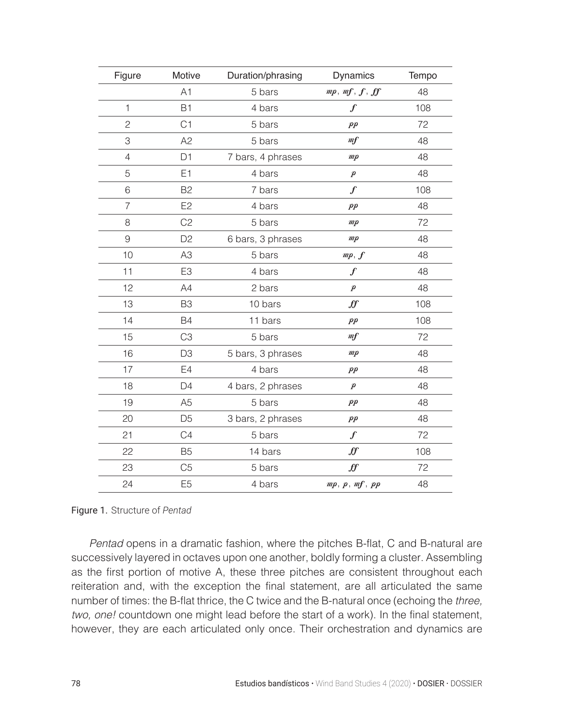| Figure | Motive | Duration/phrasing | Dynamics | Tempo |
|---|---|---|---|---|
| | A1 | 5 bars | *mp*, *mf*, *f*, *ff* | 48 |
| 1 | B1 | 4 bars | *f* | 108 |
| 2 | C1 | 5 bars | *pp* | 72 |
| 3 | A2 | 5 bars | *mf* | 48 |
| 4 | D1 | 7 bars, 4 phrases | *mp* | 48 |
| 5 | E1 | 4 bars | *p* | 48 |
| 6 | B2 | 7 bars | *f* | 108 |
| 7 | E2 | 4 bars | *pp* | 48 |
| 8 | C2 | 5 bars | *mp* | 72 |
| 9 | D2 | 6 bars, 3 phrases | *mp* | 48 |
| 10 | A3 | 5 bars | *mp*, *f* | 48 |
| 11 | E3 | 4 bars | *f* | 48 |
| 12 | A4 | 2 bars | *p* | 48 |
| 13 | B3 | 10 bars | *ff* | 108 |
| 14 | B4 | 11 bars | *pp* | 108 |
| 15 | C3 | 5 bars | *mf* | 72 |
| 16 | D3 | 5 bars, 3 phrases | *mp* | 48 |
| 17 | E4 | 4 bars | *pp* | 48 |
| 18 | D4 | 4 bars, 2 phrases | *p* | 48 |
| 19 | A5 | 5 bars | *pp* | 48 |
| 20 | D5 | 3 bars, 2 phrases | *pp* | 48 |
| 21 | C4 | 5 bars | *f* | 72 |
| 22 | B5 | 14 bars | *ff* | 108 |
| 23 | C5 | 5 bars | *ff* | 72 |
| 24 | E5 | 4 bars | *mp*, *p*, *mf*, *pp* | 48 |

Figure 1. Structure of *Pentad*

*Pentad* opens in a dramatic fashion, where the pitches B-flat, C and B-natural are successively layered in octaves upon one another, boldly forming a cluster. Assembling as the first portion of motive A, these three pitches are consistent throughout each reiteration and, with the exception the final statement, are all articulated the same number of times: the B-flat thrice, the C twice and the B-natural once (echoing the *three, two, one!* countdown one might lead before the start of a work). In the final statement, however, they are each articulated only once. Their orchestration and dynamics are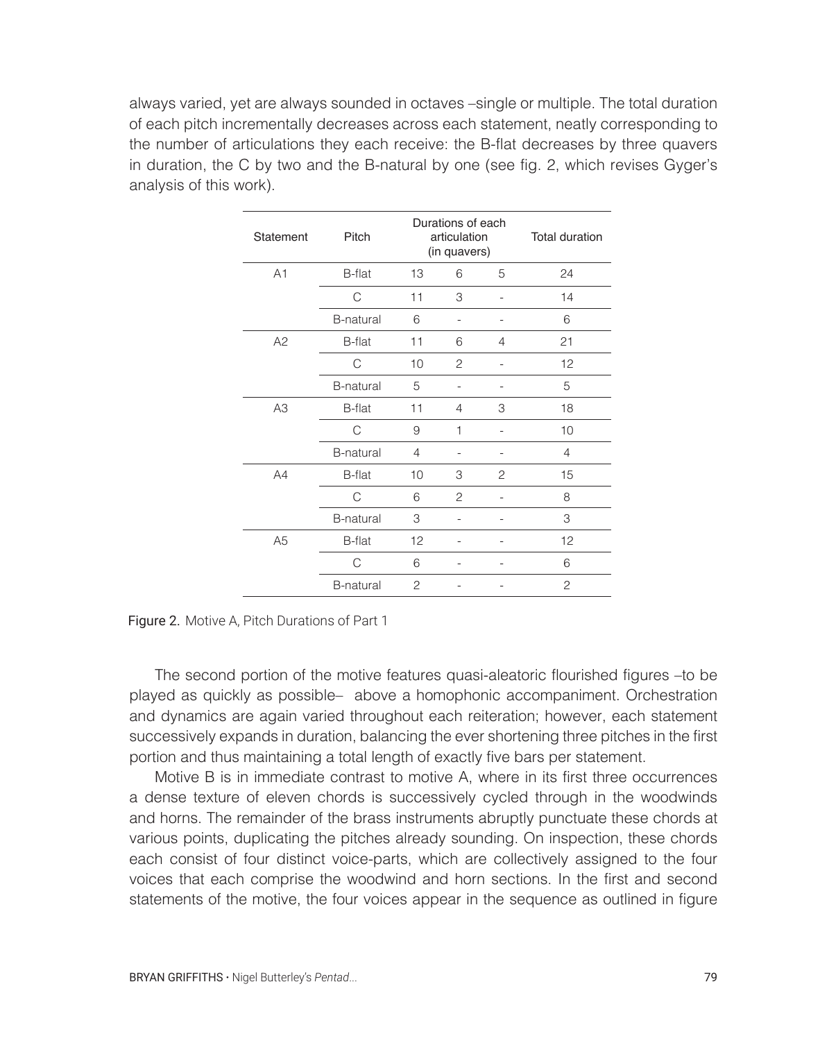always varied, yet are always sounded in octaves –single or multiple. The total duration of each pitch incrementally decreases across each statement, neatly corresponding to the number of articulations they each receive: the B-flat decreases by three quavers in duration, the C by two and the B-natural by one (see fig. 2, which revises Gyger's analysis of this work).

| Statement | Pitch | Durations of each articulation (in quavers) | | | Total duration |
|---|---|---|---|---|---|
| A1 | B-flat | 13 | 6 | 5 | 24 |
| | C | 11 | 3 | - | 14 |
| | B-natural | 6 | - | - | 6 |
| A2 | B-flat | 11 | 6 | 4 | 21 |
| | C | 10 | 2 | - | 12 |
| | B-natural | 5 | - | - | 5 |
| A3 | B-flat | 11 | 4 | 3 | 18 |
| | C | 9 | 1 | - | 10 |
| | B-natural | 4 | - | - | 4 |
| A4 | B-flat | 10 | 3 | 2 | 15 |
| | C | 6 | 2 | - | 8 |
| | B-natural | 3 | - | - | 3 |
| A5 | B-flat | 12 | - | - | 12 |
| | C | 6 | - | - | 6 |
| | B-natural | 2 | - | - | 2 |

**Figure 2.** Motive A, Pitch Durations of Part 1

The second portion of the motive features quasi-aleatoric flourished figures –to be played as quickly as possible– above a homophonic accompaniment. Orchestration and dynamics are again varied throughout each reiteration; however, each statement successively expands in duration, balancing the ever shortening three pitches in the first portion and thus maintaining a total length of exactly five bars per statement.

Motive B is in immediate contrast to motive A, where in its first three occurrences a dense texture of eleven chords is successively cycled through in the woodwinds and horns. The remainder of the brass instruments abruptly punctuate these chords at various points, duplicating the pitches already sounding. On inspection, these chords each consist of four distinct voice-parts, which are collectively assigned to the four voices that each comprise the woodwind and horn sections. In the first and second statements of the motive, the four voices appear in the sequence as outlined in figure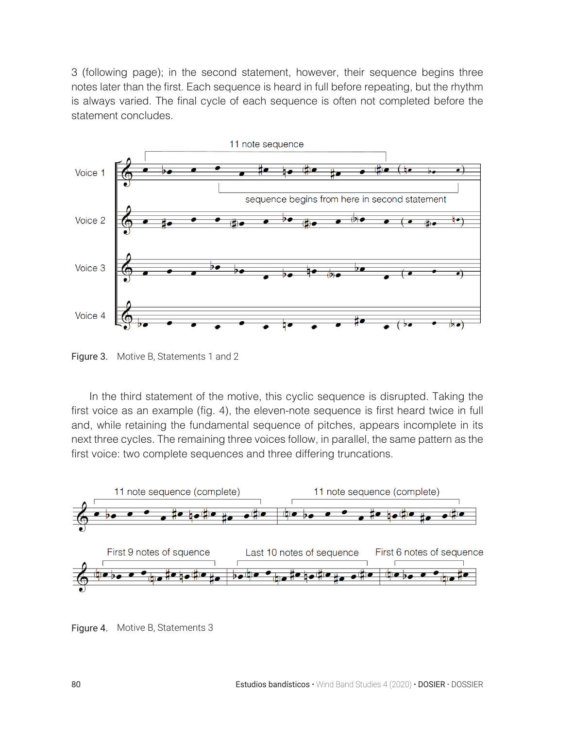3 (following page); in the second statement, however, their sequence begins three notes later than the first. Each sequence is heard in full before repeating, but the rhythm is always varied. The final cycle of each sequence is often not completed before the statement concludes.

Figure 3. Motive B, Statements 1 and 2

In the third statement of the motive, this cyclic sequence is disrupted. Taking the first voice as an example (fig. 4), the eleven-note sequence is first heard twice in full and, while retaining the fundamental sequence of pitches, appears incomplete in its next three cycles. The remaining three voices follow, in parallel, the same pattern as the first voice: two complete sequences and three differing truncations.

Figure 4. Motive B, Statements 3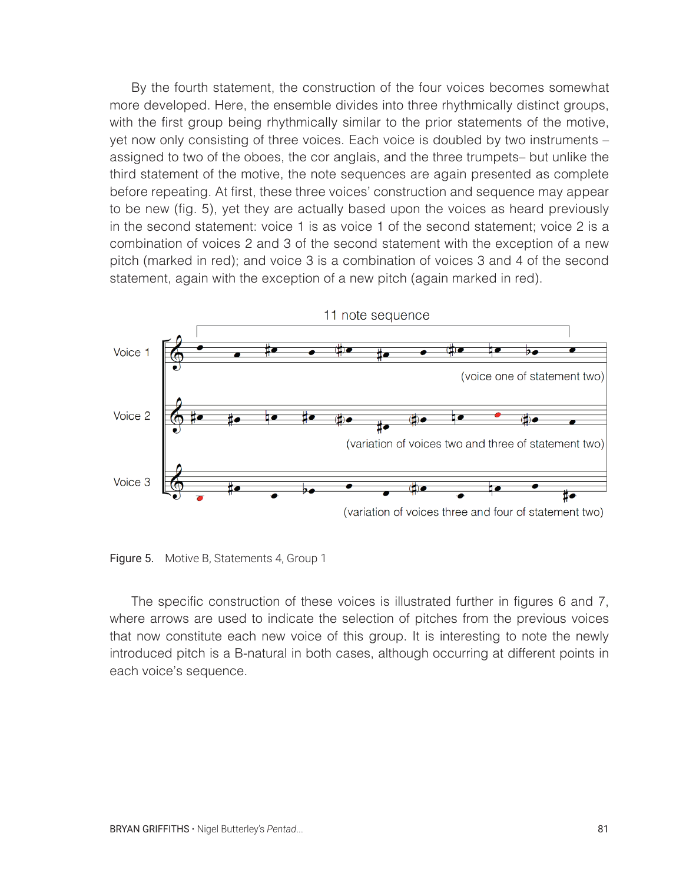By the fourth statement, the construction of the four voices becomes somewhat more developed. Here, the ensemble divides into three rhythmically distinct groups, with the first group being rhythmically similar to the prior statements of the motive, yet now only consisting of three voices. Each voice is doubled by two instruments – assigned to two of the oboes, the cor anglais, and the three trumpets– but unlike the third statement of the motive, the note sequences are again presented as complete before repeating. At first, these three voices' construction and sequence may appear to be new (fig. 5), yet they are actually based upon the voices as heard previously in the second statement: voice 1 is as voice 1 of the second statement; voice 2 is a combination of voices 2 and 3 of the second statement with the exception of a new pitch (marked in red); and voice 3 is a combination of voices 3 and 4 of the second statement, again with the exception of a new pitch (again marked in red).

Figure 5. Motive B, Statements 4, Group 1

The specific construction of these voices is illustrated further in figures 6 and 7, where arrows are used to indicate the selection of pitches from the previous voices that now constitute each new voice of this group. It is interesting to note the newly introduced pitch is a B-natural in both cases, although occurring at different points in each voice's sequence.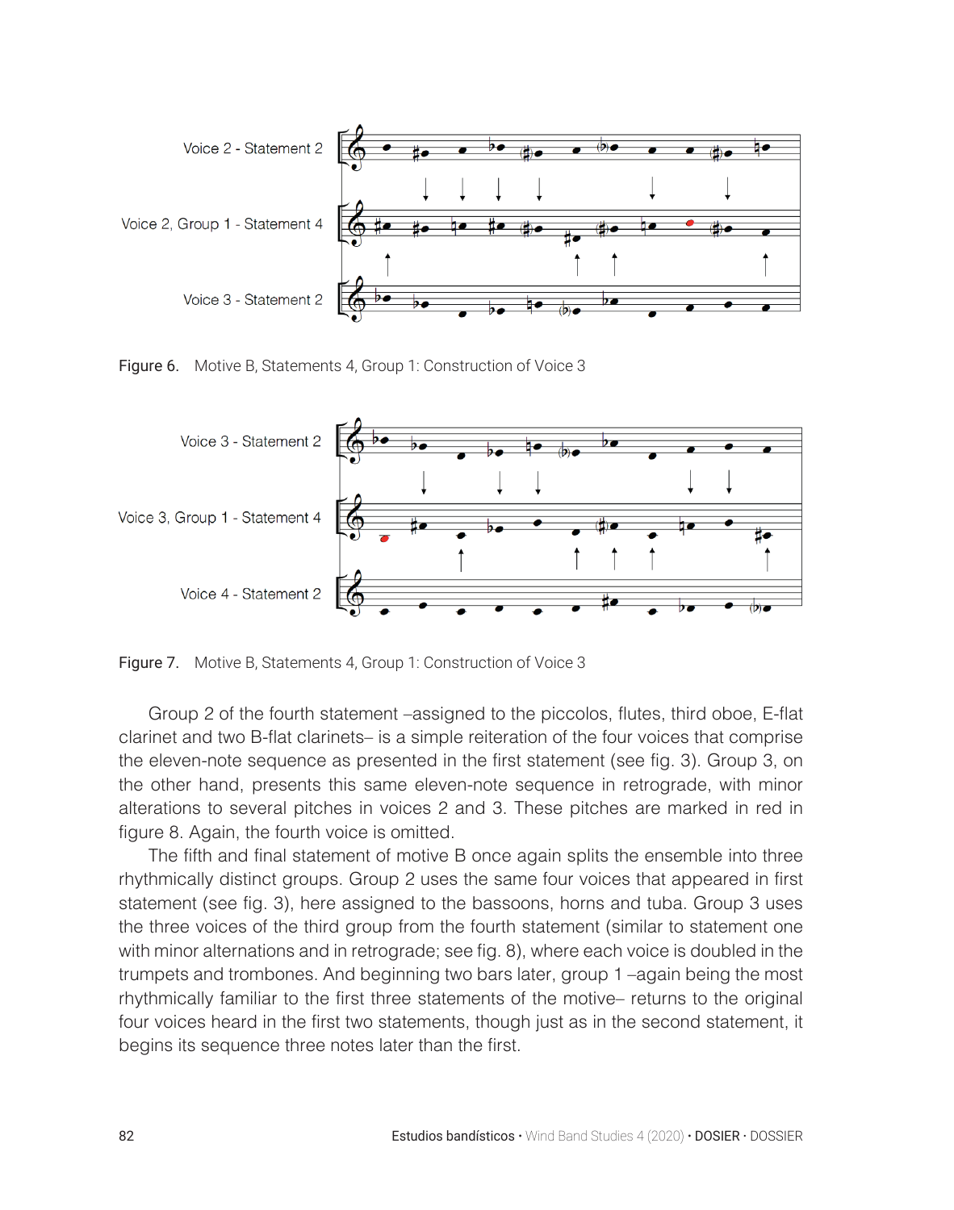Figure 6. Motive B, Statements 4, Group 1: Construction of Voice 3

Figure 7. Motive B, Statements 4, Group 1: Construction of Voice 3

Group 2 of the fourth statement –assigned to the piccolos, flutes, third oboe, E-flat clarinet and two B-flat clarinets– is a simple reiteration of the four voices that comprise the eleven-note sequence as presented in the first statement (see fig. 3). Group 3, on the other hand, presents this same eleven-note sequence in retrograde, with minor alterations to several pitches in voices 2 and 3. These pitches are marked in red in figure 8. Again, the fourth voice is omitted.

The fifth and final statement of motive B once again splits the ensemble into three rhythmically distinct groups. Group 2 uses the same four voices that appeared in first statement (see fig. 3), here assigned to the bassoons, horns and tuba. Group 3 uses the three voices of the third group from the fourth statement (similar to statement one with minor alternations and in retrograde; see fig. 8), where each voice is doubled in the trumpets and trombones. And beginning two bars later, group 1 –again being the most rhythmically familiar to the first three statements of the motive– returns to the original four voices heard in the first two statements, though just as in the second statement, it begins its sequence three notes later than the first.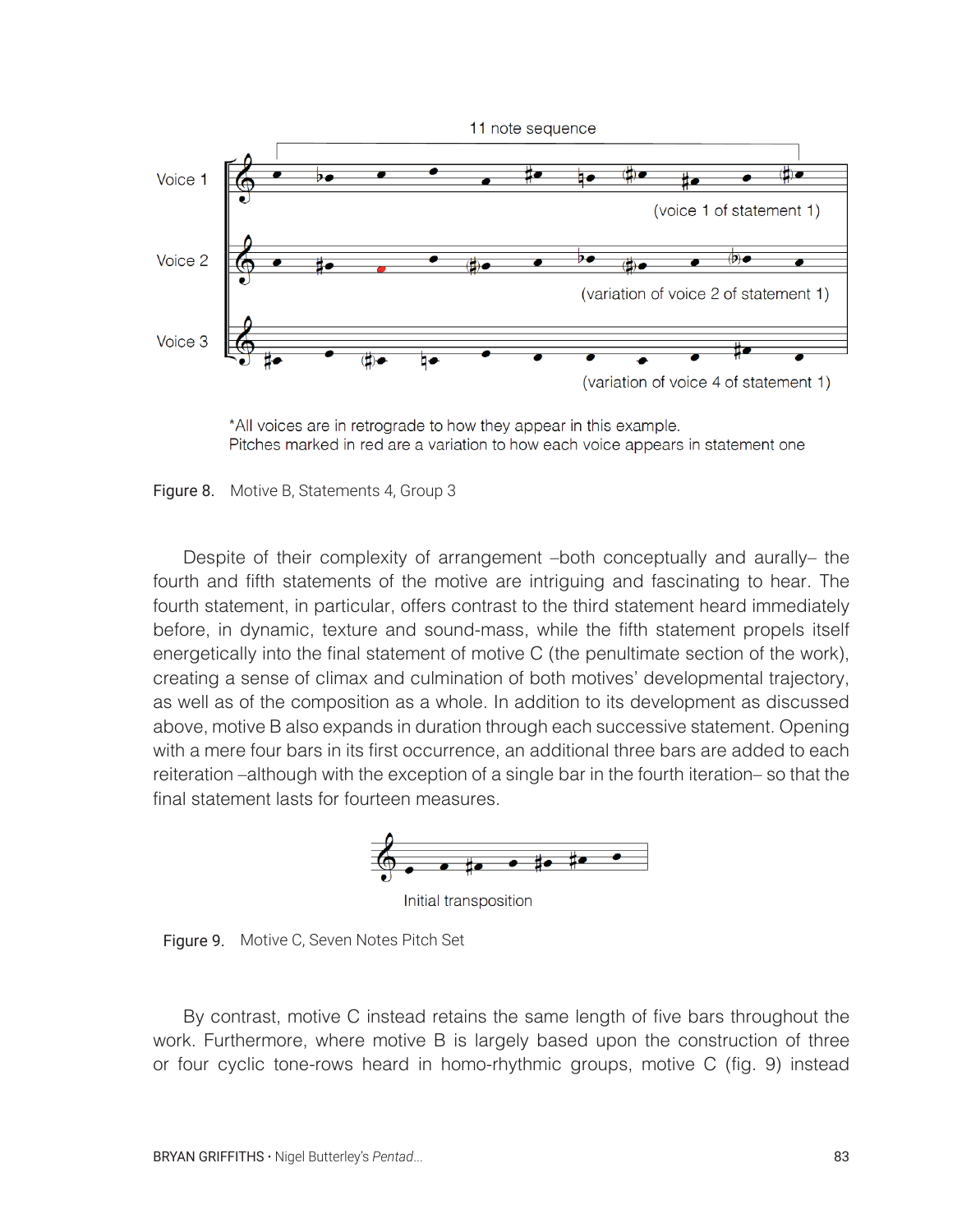*All voices are in retrograde to how they appear in this example.
Pitches marked in red are a variation to how each voice appears in statement one

Figure 8. Motive B, Statements 4, Group 3

Despite of their complexity of arrangement –both conceptually and aurally– the fourth and fifth statements of the motive are intriguing and fascinating to hear. The fourth statement, in particular, offers contrast to the third statement heard immediately before, in dynamic, texture and sound-mass, while the fifth statement propels itself energetically into the final statement of motive C (the penultimate section of the work), creating a sense of climax and culmination of both motives' developmental trajectory, as well as of the composition as a whole. In addition to its development as discussed above, motive B also expands in duration through each successive statement. Opening with a mere four bars in its first occurrence, an additional three bars are added to each reiteration –although with the exception of a single bar in the fourth iteration– so that the final statement lasts for fourteen measures.

Initial transposition

Figure 9. Motive C, Seven Notes Pitch Set

By contrast, motive C instead retains the same length of five bars throughout the work. Furthermore, where motive B is largely based upon the construction of three or four cyclic tone-rows heard in homo-rhythmic groups, motive C (fig. 9) instead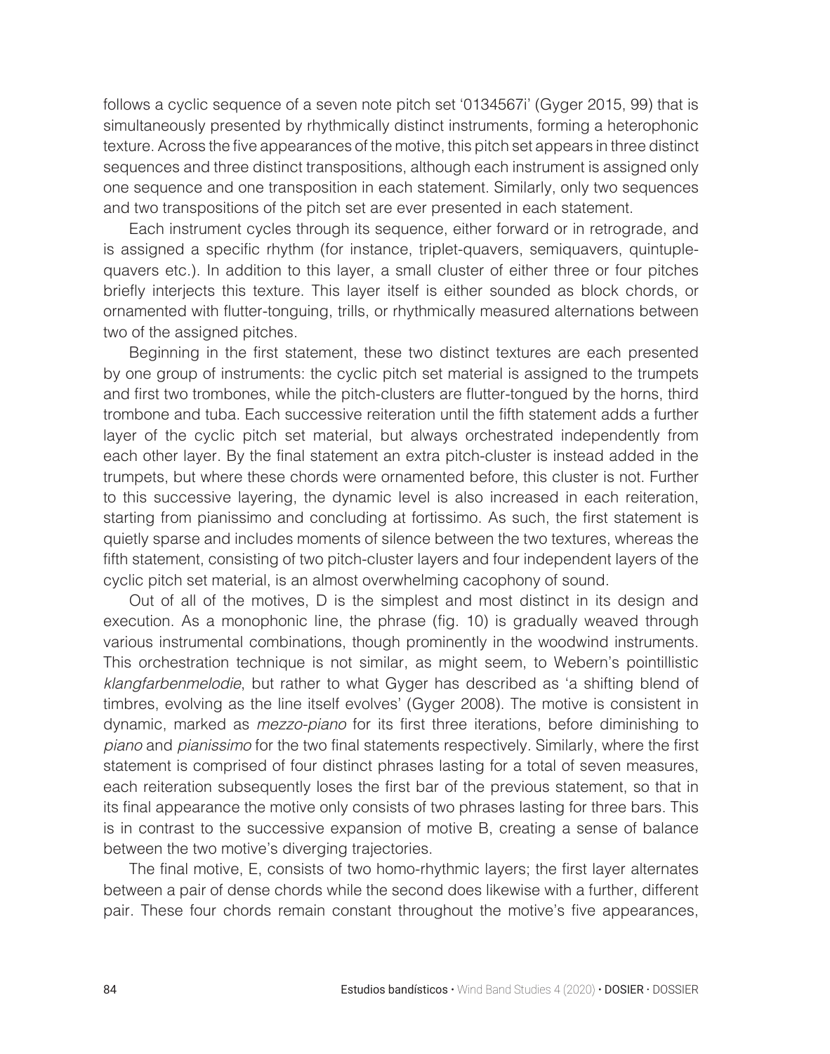follows a cyclic sequence of a seven note pitch set '0134567i' (Gyger 2015, 99) that is simultaneously presented by rhythmically distinct instruments, forming a heterophonic texture. Across the five appearances of the motive, this pitch set appears in three distinct sequences and three distinct transpositions, although each instrument is assigned only one sequence and one transposition in each statement. Similarly, only two sequences and two transpositions of the pitch set are ever presented in each statement.

Each instrument cycles through its sequence, either forward or in retrograde, and is assigned a specific rhythm (for instance, triplet-quavers, semiquavers, quintuple-quavers etc.). In addition to this layer, a small cluster of either three or four pitches briefly interjects this texture. This layer itself is either sounded as block chords, or ornamented with flutter-tonguing, trills, or rhythmically measured alternations between two of the assigned pitches.

Beginning in the first statement, these two distinct textures are each presented by one group of instruments: the cyclic pitch set material is assigned to the trumpets and first two trombones, while the pitch-clusters are flutter-tongued by the horns, third trombone and tuba. Each successive reiteration until the fifth statement adds a further layer of the cyclic pitch set material, but always orchestrated independently from each other layer. By the final statement an extra pitch-cluster is instead added in the trumpets, but where these chords were ornamented before, this cluster is not. Further to this successive layering, the dynamic level is also increased in each reiteration, starting from pianissimo and concluding at fortissimo. As such, the first statement is quietly sparse and includes moments of silence between the two textures, whereas the fifth statement, consisting of two pitch-cluster layers and four independent layers of the cyclic pitch set material, is an almost overwhelming cacophony of sound.

Out of all of the motives, D is the simplest and most distinct in its design and execution. As a monophonic line, the phrase (fig. 10) is gradually weaved through various instrumental combinations, though prominently in the woodwind instruments. This orchestration technique is not similar, as might seem, to Webern's pointillistic *klangfarbenmelodie*, but rather to what Gyger has described as 'a shifting blend of timbres, evolving as the line itself evolves' (Gyger 2008). The motive is consistent in dynamic, marked as *mezzo-piano* for its first three iterations, before diminishing to *piano* and *pianissimo* for the two final statements respectively. Similarly, where the first statement is comprised of four distinct phrases lasting for a total of seven measures, each reiteration subsequently loses the first bar of the previous statement, so that in its final appearance the motive only consists of two phrases lasting for three bars. This is in contrast to the successive expansion of motive B, creating a sense of balance between the two motive's diverging trajectories.

The final motive, E, consists of two homo-rhythmic layers; the first layer alternates between a pair of dense chords while the second does likewise with a further, different pair. These four chords remain constant throughout the motive's five appearances,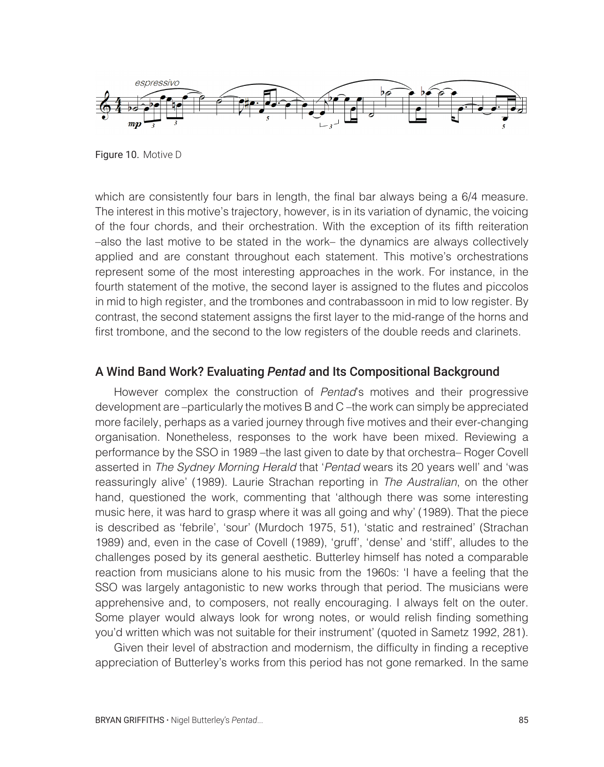Figure 10. Motive D

which are consistently four bars in length, the final bar always being a 6/4 measure. The interest in this motive's trajectory, however, is in its variation of dynamic, the voicing of the four chords, and their orchestration. With the exception of its fifth reiteration –also the last motive to be stated in the work– the dynamics are always collectively applied and are constant throughout each statement. This motive's orchestrations represent some of the most interesting approaches in the work. For instance, in the fourth statement of the motive, the second layer is assigned to the flutes and piccolos in mid to high register, and the trombones and contrabassoon in mid to low register. By contrast, the second statement assigns the first layer to the mid-range of the horns and first trombone, and the second to the low registers of the double reeds and clarinets.

## A Wind Band Work? Evaluating *Pentad* and Its Compositional Background

However complex the construction of *Pentad*'s motives and their progressive development are –particularly the motives B and C –the work can simply be appreciated more facilely, perhaps as a varied journey through five motives and their ever-changing organisation. Nonetheless, responses to the work have been mixed. Reviewing a performance by the SSO in 1989 –the last given to date by that orchestra– Roger Covell asserted in *The Sydney Morning Herald* that '*Pentad* wears its 20 years well' and 'was reassuringly alive' (1989). Laurie Strachan reporting in *The Australian*, on the other hand, questioned the work, commenting that 'although there was some interesting music here, it was hard to grasp where it was all going and why' (1989). That the piece is described as 'febrile', 'sour' (Murdoch 1975, 51), 'static and restrained' (Strachan 1989) and, even in the case of Covell (1989), 'gruff', 'dense' and 'stiff', alludes to the challenges posed by its general aesthetic. Butterley himself has noted a comparable reaction from musicians alone to his music from the 1960s: 'I have a feeling that the SSO was largely antagonistic to new works through that period. The musicians were apprehensive and, to composers, not really encouraging. I always felt on the outer. Some player would always look for wrong notes, or would relish finding something you'd written which was not suitable for their instrument' (quoted in Sametz 1992, 281).

Given their level of abstraction and modernism, the difficulty in finding a receptive appreciation of Butterley's works from this period has not gone remarked. In the same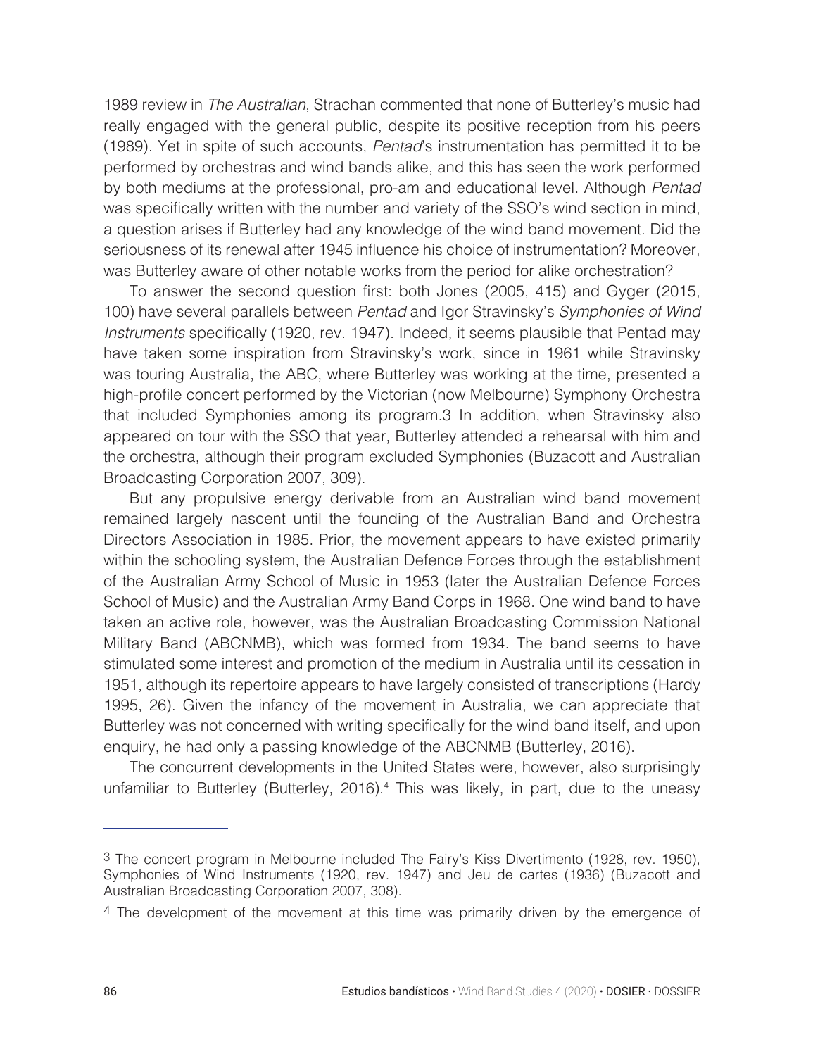1989 review in *The Australian*, Strachan commented that none of Butterley's music had really engaged with the general public, despite its positive reception from his peers (1989). Yet in spite of such accounts, *Pentad*'s instrumentation has permitted it to be performed by orchestras and wind bands alike, and this has seen the work performed by both mediums at the professional, pro-am and educational level. Although *Pentad* was specifically written with the number and variety of the SSO's wind section in mind, a question arises if Butterley had any knowledge of the wind band movement. Did the seriousness of its renewal after 1945 influence his choice of instrumentation? Moreover, was Butterley aware of other notable works from the period for alike orchestration?

To answer the second question first: both Jones (2005, 415) and Gyger (2015, 100) have several parallels between *Pentad* and Igor Stravinsky's *Symphonies of Wind Instruments* specifically (1920, rev. 1947). Indeed, it seems plausible that Pentad may have taken some inspiration from Stravinsky's work, since in 1961 while Stravinsky was touring Australia, the ABC, where Butterley was working at the time, presented a high-profile concert performed by the Victorian (now Melbourne) Symphony Orchestra that included Symphonies among its program.[3] In addition, when Stravinsky also appeared on tour with the SSO that year, Butterley attended a rehearsal with him and the orchestra, although their program excluded Symphonies (Buzacott and Australian Broadcasting Corporation 2007, 309).

But any propulsive energy derivable from an Australian wind band movement remained largely nascent until the founding of the Australian Band and Orchestra Directors Association in 1985. Prior, the movement appears to have existed primarily within the schooling system, the Australian Defence Forces through the establishment of the Australian Army School of Music in 1953 (later the Australian Defence Forces School of Music) and the Australian Army Band Corps in 1968. One wind band to have taken an active role, however, was the Australian Broadcasting Commission National Military Band (ABCNMB), which was formed from 1934. The band seems to have stimulated some interest and promotion of the medium in Australia until its cessation in 1951, although its repertoire appears to have largely consisted of transcriptions (Hardy 1995, 26). Given the infancy of the movement in Australia, we can appreciate that Butterley was not concerned with writing specifically for the wind band itself, and upon enquiry, he had only a passing knowledge of the ABCNMB (Butterley, 2016).

The concurrent developments in the United States were, however, also surprisingly unfamiliar to Butterley (Butterley, 2016).[4] This was likely, in part, due to the uneasy

---

[3] The concert program in Melbourne included The Fairy's Kiss Divertimento (1928, rev. 1950), Symphonies of Wind Instruments (1920, rev. 1947) and Jeu de cartes (1936) (Buzacott and Australian Broadcasting Corporation 2007, 308).

[4] The development of the movement at this time was primarily driven by the emergence of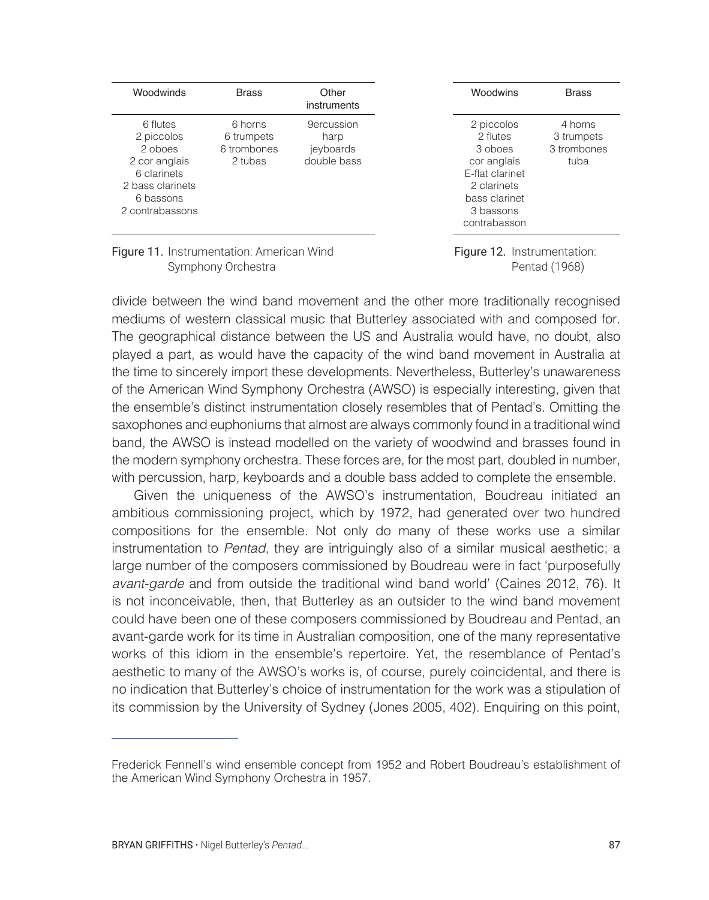| Woodwinds | Brass | Other instruments |
|---|---|---|
| 6 flutes<br>2 piccolos<br>2 oboes<br>2 cor anglais<br>6 clarinets<br>2 bass clarinets<br>6 bassons<br>2 contrabassons | 6 horns<br>6 trumpets<br>6 trombones<br>2 tubas | 9ercussion<br>harp<br>jeyboards<br>double bass |

Figure 11. Instrumentation: American Wind Symphony Orchestra

| Woodwins | Brass |
|---|---|
| 2 piccolos<br>2 flutes<br>3 oboes<br>cor anglais<br>E-flat clarinet<br>2 clarinets<br>bass clarinet<br>3 bassons<br>contrabasson | 4 horns<br>3 trumpets<br>3 trombones<br>tuba |

Figure 12. Instrumentation: Pentad (1968)

divide between the wind band movement and the other more traditionally recognised mediums of western classical music that Butterley associated with and composed for. The geographical distance between the US and Australia would have, no doubt, also played a part, as would have the capacity of the wind band movement in Australia at the time to sincerely import these developments. Nevertheless, Butterley's unawareness of the American Wind Symphony Orchestra (AWSO) is especially interesting, given that the ensemble's distinct instrumentation closely resembles that of Pentad's. Omitting the saxophones and euphoniums that almost are always commonly found in a traditional wind band, the AWSO is instead modelled on the variety of woodwind and brasses found in the modern symphony orchestra. These forces are, for the most part, doubled in number, with percussion, harp, keyboards and a double bass added to complete the ensemble.

Given the uniqueness of the AWSO's instrumentation, Boudreau initiated an ambitious commissioning project, which by 1972, had generated over two hundred compositions for the ensemble. Not only do many of these works use a similar instrumentation to *Pentad*, they are intriguingly also of a similar musical aesthetic; a large number of the composers commissioned by Boudreau were in fact 'purposefully *avant-garde* and from outside the traditional wind band world' (Caines 2012, 76). It is not inconceivable, then, that Butterley as an outsider to the wind band movement could have been one of these composers commissioned by Boudreau and Pentad, an avant-garde work for its time in Australian composition, one of the many representative works of this idiom in the ensemble's repertoire. Yet, the resemblance of Pentad's aesthetic to many of the AWSO's works is, of course, purely coincidental, and there is no indication that Butterley's choice of instrumentation for the work was a stipulation of its commission by the University of Sydney (Jones 2005, 402). Enquiring on this point,

---

Frederick Fennell's wind ensemble concept from 1952 and Robert Boudreau's establishment of the American Wind Symphony Orchestra in 1957.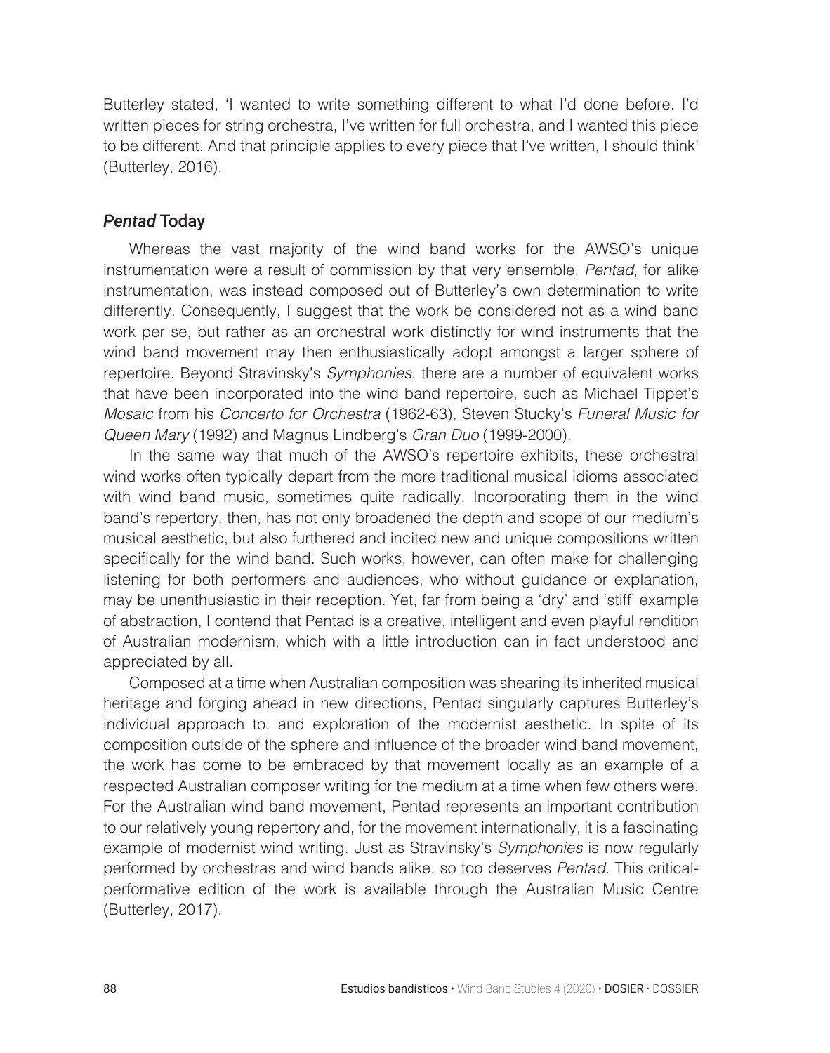Butterley stated, 'I wanted to write something different to what I'd done before. I'd written pieces for string orchestra, I've written for full orchestra, and I wanted this piece to be different. And that principle applies to every piece that I've written, I should think' (Butterley, 2016).

## *Pentad* Today

Whereas the vast majority of the wind band works for the AWSO's unique instrumentation were a result of commission by that very ensemble, *Pentad*, for alike instrumentation, was instead composed out of Butterley's own determination to write differently. Consequently, I suggest that the work be considered not as a wind band work per se, but rather as an orchestral work distinctly for wind instruments that the wind band movement may then enthusiastically adopt amongst a larger sphere of repertoire. Beyond Stravinsky's *Symphonies*, there are a number of equivalent works that have been incorporated into the wind band repertoire, such as Michael Tippet's *Mosaic* from his *Concerto for Orchestra* (1962-63), Steven Stucky's *Funeral Music for Queen Mary* (1992) and Magnus Lindberg's *Gran Duo* (1999-2000).

In the same way that much of the AWSO's repertoire exhibits, these orchestral wind works often typically depart from the more traditional musical idioms associated with wind band music, sometimes quite radically. Incorporating them in the wind band's repertory, then, has not only broadened the depth and scope of our medium's musical aesthetic, but also furthered and incited new and unique compositions written specifically for the wind band. Such works, however, can often make for challenging listening for both performers and audiences, who without guidance or explanation, may be unenthusiastic in their reception. Yet, far from being a 'dry' and 'stiff' example of abstraction, I contend that Pentad is a creative, intelligent and even playful rendition of Australian modernism, which with a little introduction can in fact understood and appreciated by all.

Composed at a time when Australian composition was shearing its inherited musical heritage and forging ahead in new directions, Pentad singularly captures Butterley's individual approach to, and exploration of the modernist aesthetic. In spite of its composition outside of the sphere and influence of the broader wind band movement, the work has come to be embraced by that movement locally as an example of a respected Australian composer writing for the medium at a time when few others were. For the Australian wind band movement, Pentad represents an important contribution to our relatively young repertory and, for the movement internationally, it is a fascinating example of modernist wind writing. Just as Stravinsky's *Symphonies* is now regularly performed by orchestras and wind bands alike, so too deserves *Pentad*. This critical-performative edition of the work is available through the Australian Music Centre (Butterley, 2017).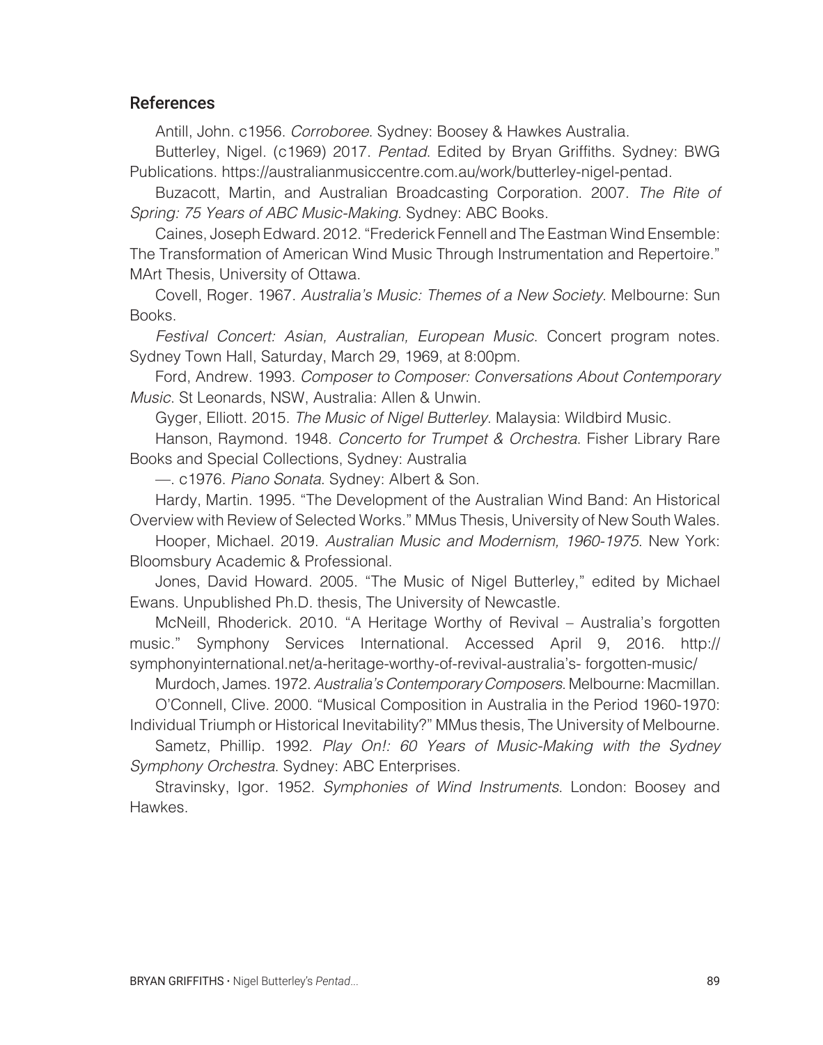## References

Antill, John. c1956. *Corroboree*. Sydney: Boosey & Hawkes Australia.

Butterley, Nigel. (c1969) 2017. *Pentad*. Edited by Bryan Griffiths. Sydney: BWG Publications. https://australianmusiccentre.com.au/work/butterley-nigel-pentad.

Buzacott, Martin, and Australian Broadcasting Corporation. 2007. *The Rite of Spring: 75 Years of ABC Music-Making*. Sydney: ABC Books.

Caines, Joseph Edward. 2012. "Frederick Fennell and The Eastman Wind Ensemble: The Transformation of American Wind Music Through Instrumentation and Repertoire." MArt Thesis, University of Ottawa.

Covell, Roger. 1967. *Australia's Music: Themes of a New Society*. Melbourne: Sun Books.

*Festival Concert: Asian, Australian, European Music*. Concert program notes. Sydney Town Hall, Saturday, March 29, 1969, at 8:00pm.

Ford, Andrew. 1993. *Composer to Composer: Conversations About Contemporary Music*. St Leonards, NSW, Australia: Allen & Unwin.

Gyger, Elliott. 2015. *The Music of Nigel Butterley*. Malaysia: Wildbird Music.

Hanson, Raymond. 1948. *Concerto for Trumpet & Orchestra*. Fisher Library Rare Books and Special Collections, Sydney: Australia

—. c1976. *Piano Sonata*. Sydney: Albert & Son.

Hardy, Martin. 1995. "The Development of the Australian Wind Band: An Historical Overview with Review of Selected Works." MMus Thesis, University of New South Wales.

Hooper, Michael. 2019. *Australian Music and Modernism, 1960-1975*. New York: Bloomsbury Academic & Professional.

Jones, David Howard. 2005. "The Music of Nigel Butterley," edited by Michael Ewans. Unpublished Ph.D. thesis, The University of Newcastle.

McNeill, Rhoderick. 2010. "A Heritage Worthy of Revival – Australia's forgotten music." Symphony Services International. Accessed April 9, 2016. http://symphonyinternational.net/a-heritage-worthy-of-revival-australia's- forgotten-music/

Murdoch, James. 1972. *Australia's Contemporary Composers*. Melbourne: Macmillan.

O'Connell, Clive. 2000. "Musical Composition in Australia in the Period 1960-1970: Individual Triumph or Historical Inevitability?" MMus thesis, The University of Melbourne.

Sametz, Phillip. 1992. *Play On!: 60 Years of Music-Making with the Sydney Symphony Orchestra*. Sydney: ABC Enterprises.

Stravinsky, Igor. 1952. *Symphonies of Wind Instruments*. London: Boosey and Hawkes.